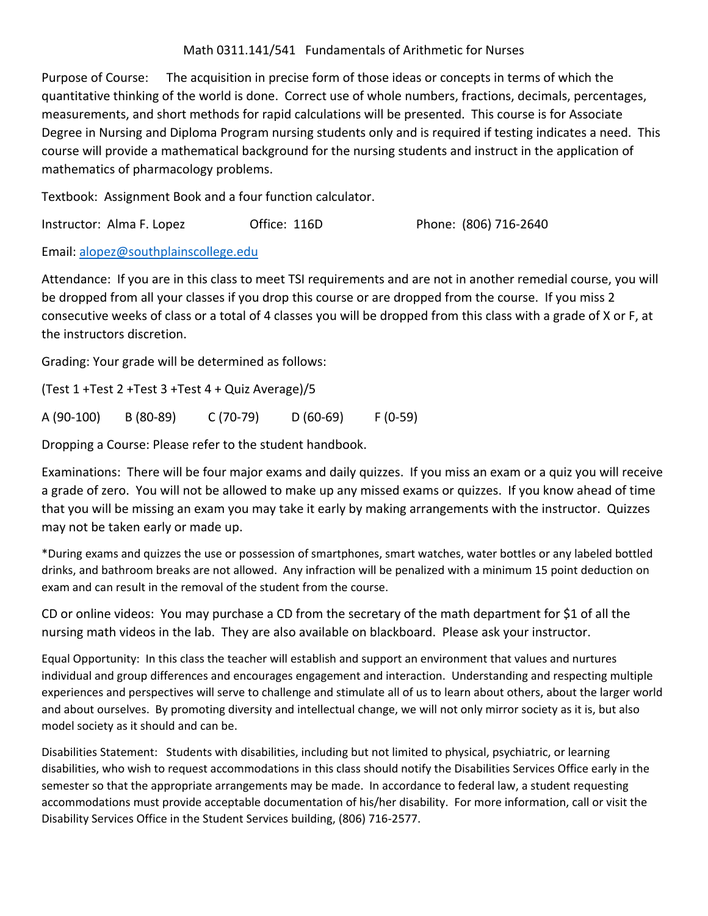# Math 0311.141/541 Fundamentals of Arithmetic for Nurses

Purpose of Course: The acquisition in precise form of those ideas or concepts in terms of which the quantitative thinking of the world is done. Correct use of whole numbers, fractions, decimals, percentages, measurements, and short methods for rapid calculations will be presented. This course is for Associate Degree in Nursing and Diploma Program nursing students only and is required if testing indicates a need. This course will provide a mathematical background for the nursing students and instruct in the application of mathematics of pharmacology problems.

Textbook: Assignment Book and a four function calculator.

Instructor: Alma F. Lopez    Office: 116D    Phone: (806) 716-2640

Email: alopez@southplainscollege.edu

Attendance: If you are in this class to meet TSI requirements and are not in another remedial course, you will be dropped from all your classes if you drop this course or are dropped from the course. If you miss 2 consecutive weeks of class or a total of 4 classes you will be dropped from this class with a grade of X or F, at the instructors discretion.

Grading: Your grade will be determined as follows:

(Test 1 +Test 2 +Test 3 +Test 4 + Quiz Average)/5

A (90-100)    B (80-89)    C (70-79)    D (60-69)    F (0-59)

Dropping a Course: Please refer to the student handbook.

Examinations: There will be four major exams and daily quizzes. If you miss an exam or a quiz you will receive a grade of zero. You will not be allowed to make up any missed exams or quizzes. If you know ahead of time that you will be missing an exam you may take it early by making arrangements with the instructor. Quizzes may not be taken early or made up.

*During exams and quizzes the use or possession of smartphones, smart watches, water bottles or any labeled bottled drinks, and bathroom breaks are not allowed. Any infraction will be penalized with a minimum 15 point deduction on exam and can result in the removal of the student from the course.

CD or online videos: You may purchase a CD from the secretary of the math department for $1 of all the nursing math videos in the lab. They are also available on blackboard. Please ask your instructor.

Equal Opportunity: In this class the teacher will establish and support an environment that values and nurtures individual and group differences and encourages engagement and interaction. Understanding and respecting multiple experiences and perspectives will serve to challenge and stimulate all of us to learn about others, about the larger world and about ourselves. By promoting diversity and intellectual change, we will not only mirror society as it is, but also model society as it should and can be.

Disabilities Statement: Students with disabilities, including but not limited to physical, psychiatric, or learning disabilities, who wish to request accommodations in this class should notify the Disabilities Services Office early in the semester so that the appropriate arrangements may be made. In accordance to federal law, a student requesting accommodations must provide acceptable documentation of his/her disability. For more information, call or visit the Disability Services Office in the Student Services building, (806) 716-2577.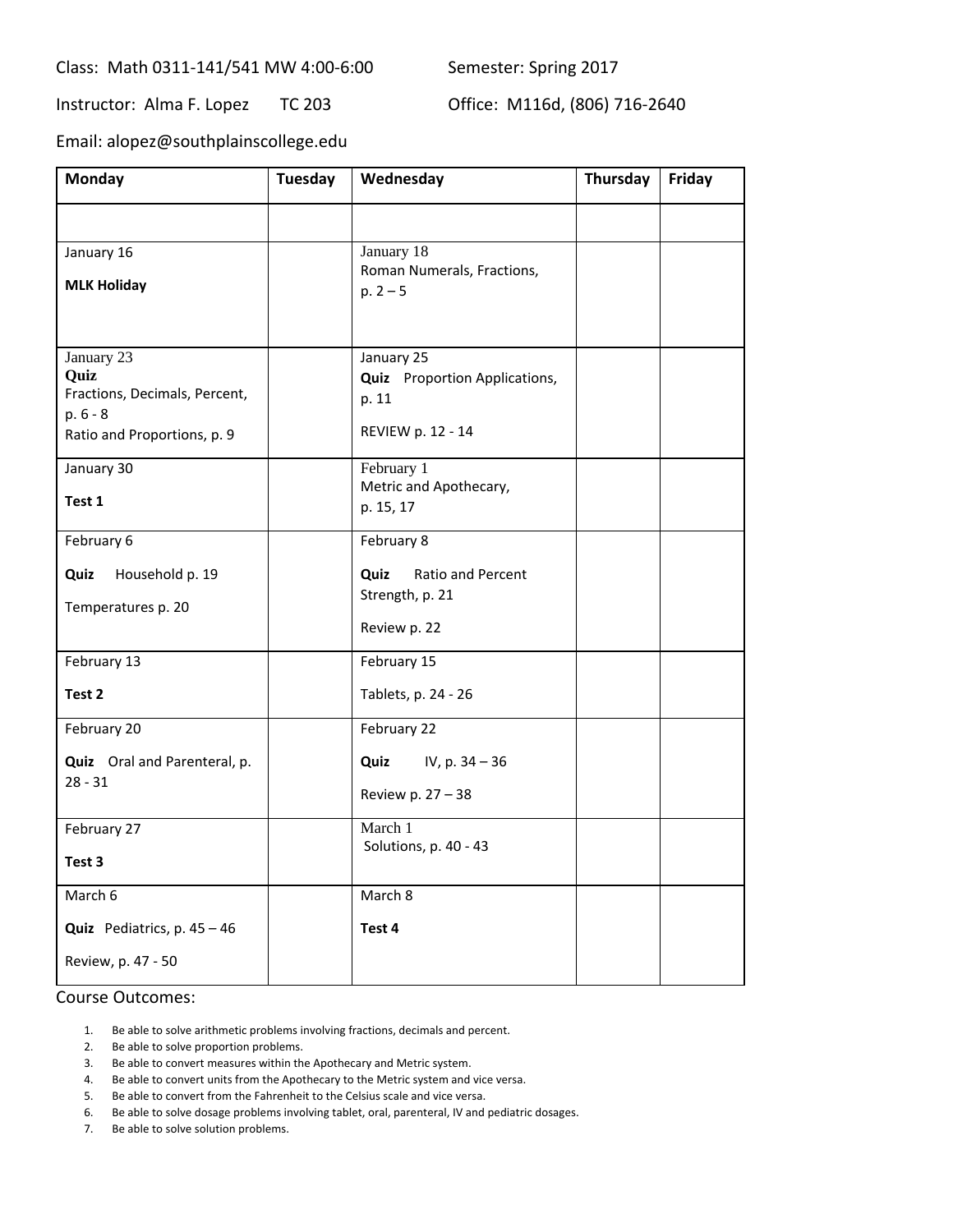Class: Math 0311-141/541 MW 4:00-6:00 Semester: Spring 2017

Instructor: Alma F. Lopez TC 203 Office: M116d, (806) 716-2640

Email: alopez@southplainscollege.edu

| Monday | Tuesday | Wednesday | Thursday | Friday |
|---|---|---|---|---|
| | | | | |
| January 16<br><br>**MLK Holiday** | | January 18<br>Roman Numerals, Fractions, p. 2 – 5 | | |
| January 23<br>**Quiz**<br>Fractions, Decimals, Percent, p. 6 - 8<br>Ratio and Proportions, p. 9 | | January 25<br>**Quiz** Proportion Applications, p. 11<br><br>REVIEW p. 12 - 14 | | |
| January 30<br><br>**Test 1** | | February 1<br>Metric and Apothecary, p. 15, 17 | | |
| February 6<br><br>**Quiz** Household p. 19<br><br>Temperatures p. 20 | | February 8<br><br>**Quiz** Ratio and Percent Strength, p. 21<br><br>Review p. 22 | | |
| February 13<br><br>**Test 2** | | February 15<br><br>Tablets, p. 24 - 26 | | |
| February 20<br><br>**Quiz** Oral and Parenteral, p. 28 - 31 | | February 22<br><br>**Quiz** IV, p. 34 – 36<br><br>Review p. 27 – 38 | | |
| February 27<br><br>**Test 3** | | March 1<br>Solutions, p. 40 - 43 | | |
| March 6<br><br>**Quiz** Pediatrics, p. 45 – 46<br><br>Review, p. 47 - 50 | | March 8<br><br>**Test 4** | | |

Course Outcomes:

1. Be able to solve arithmetic problems involving fractions, decimals and percent.
2. Be able to solve proportion problems.
3. Be able to convert measures within the Apothecary and Metric system.
4. Be able to convert units from the Apothecary to the Metric system and vice versa.
5. Be able to convert from the Fahrenheit to the Celsius scale and vice versa.
6. Be able to solve dosage problems involving tablet, oral, parenteral, IV and pediatric dosages.
7. Be able to solve solution problems.